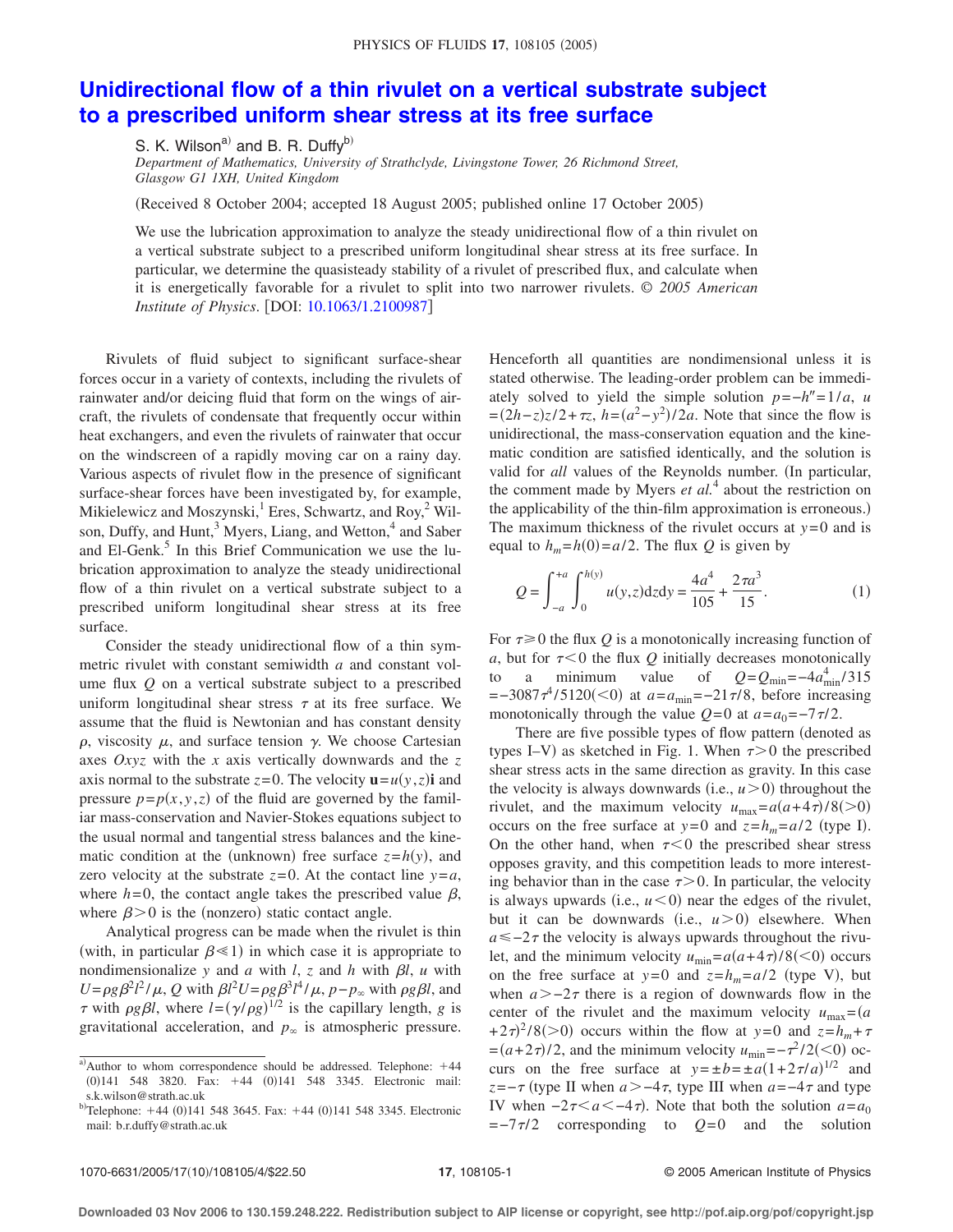# Unidirectional flow of a thin rivulet on a vertical substrate subject to a prescribed uniform shear stress at its free surface

S. K. Wilson[a] and B. R. Duffy[b]

*Department of Mathematics, University of Strathclyde, Livingstone Tower, 26 Richmond Street, Glasgow G1 1XH, United Kingdom*

(Received 8 October 2004; accepted 18 August 2005; published online 17 October 2005)

We use the lubrication approximation to analyze the steady unidirectional flow of a thin rivulet on a vertical substrate subject to a prescribed uniform longitudinal shear stress at its free surface. In particular, we determine the quasisteady stability of a rivulet of prescribed flux, and calculate when it is energetically favorable for a rivulet to split into two narrower rivulets. © *2005 American Institute of Physics*. [DOI: 10.1063/1.2100987]

Rivulets of fluid subject to significant surface-shear forces occur in a variety of contexts, including the rivulets of rainwater and/or deicing fluid that form on the wings of aircraft, the rivulets of condensate that frequently occur within heat exchangers, and even the rivulets of rainwater that occur on the windscreen of a rapidly moving car on a rainy day. Various aspects of rivulet flow in the presence of significant surface-shear forces have been investigated by, for example, Mikielewicz and Moszynski,[1] Eres, Schwartz, and Roy,[2] Wilson, Duffy, and Hunt,[3] Myers, Liang, and Wetton,[4] and Saber and El-Genk.[5] In this Brief Communication we use the lubrication approximation to analyze the steady unidirectional flow of a thin rivulet on a vertical substrate subject to a prescribed uniform longitudinal shear stress at its free surface.

Consider the steady unidirectional flow of a thin symmetric rivulet with constant semiwidth $a$ and constant volume flux $Q$ on a vertical substrate subject to a prescribed uniform longitudinal shear stress $\tau$ at its free surface. We assume that the fluid is Newtonian and has constant density $\rho$, viscosity $\mu$, and surface tension $\gamma$. We choose Cartesian axes $Oxyz$ with the $x$ axis vertically downwards and the $z$ axis normal to the substrate $z=0$. The velocity $\mathbf{u}=u(y,z)\mathbf{i}$ and pressure $p=p(x,y,z)$ of the fluid are governed by the familiar mass-conservation and Navier-Stokes equations subject to the usual normal and tangential stress balances and the kinematic condition at the (unknown) free surface $z=h(y)$, and zero velocity at the substrate $z=0$. At the contact line $y=a$, where $h=0$, the contact angle takes the prescribed value $\beta$, where $\beta>0$ is the (nonzero) static contact angle.

Analytical progress can be made when the rivulet is thin (with, in particular $\beta \ll 1$) in which case it is appropriate to nondimensionalize $y$ and $a$ with $l$, $z$ and $h$ with $\beta l$, $u$ with $U=\rho g \beta^2 l^2/\mu$, $Q$ with $\beta l^2 U=\rho g \beta^3 l^4/\mu$, $p-p_\infty$ with $\rho g \beta l$, and $\tau$ with $\rho g \beta l$, where $l=(\gamma/\rho g)^{1/2}$ is the capillary length, $g$ is gravitational acceleration, and $p_\infty$ is atmospheric pressure. Henceforth all quantities are nondimensional unless it is stated otherwise. The leading-order problem can be immediately solved to yield the simple solution $p=-h''=1/a$, $u=(2h-z)z/2+\tau z$, $h=(a^2-y^2)/2a$. Note that since the flow is unidirectional, the mass-conservation equation and the kinematic condition are satisfied identically, and the solution is valid for *all* values of the Reynolds number. (In particular, the comment made by Myers *et al.*[4] about the restriction on the applicability of the thin-film approximation is erroneous.) The maximum thickness of the rivulet occurs at $y=0$ and is equal to $h_m=h(0)=a/2$. The flux $Q$ is given by

$$Q=\int_{-a}^{+a}\int_0^{h(y)} u(y,z)\,\mathrm{d}z\,\mathrm{d}y=\frac{4a^4}{105}+\frac{2\tau a^3}{15}. \tag{1}$$

For $\tau \geq 0$ the flux $Q$ is a monotonically increasing function of $a$, but for $\tau<0$ the flux $Q$ initially decreases monotonically to a minimum value of $Q=Q_{\min}=-4a_{\min}^4/315=-3087\tau^4/5120(<0)$ at $a=a_{\min}=-21\tau/8$, before increasing monotonically through the value $Q=0$ at $a=a_0=-7\tau/2$.

There are five possible types of flow pattern (denoted as types I–V) as sketched in Fig. 1. When $\tau>0$ the prescribed shear stress acts in the same direction as gravity. In this case the velocity is always downwards (i.e., $u>0$) throughout the rivulet, and the maximum velocity $u_{\max}=a(a+4\tau)/8(>0)$ occurs on the free surface at $y=0$ and $z=h_m=a/2$ (type I). On the other hand, when $\tau<0$ the prescribed shear stress opposes gravity, and this competition leads to more interesting behavior than in the case $\tau>0$. In particular, the velocity is always upwards (i.e., $u<0$) near the edges of the rivulet, but it can be downwards (i.e., $u>0$) elsewhere. When $a \leq -2\tau$ the velocity is always upwards throughout the rivulet, and the minimum velocity $u_{\min}=a(a+4\tau)/8(<0)$ occurs on the free surface at $y=0$ and $z=h_m=a/2$ (type V), but when $a>-2\tau$ there is a region of downwards flow in the center of the rivulet and the maximum velocity $u_{\max}=(a+2\tau)^2/8(>0)$ occurs within the flow at $y=0$ and $z=h_m+\tau=(a+2\tau)/2$, and the minimum velocity $u_{\min}=-\tau^2/2(<0)$ occurs on the free surface at $y=\pm b=\pm a(1+2\tau/a)^{1/2}$ and $z=-\tau$ (type II when $a>-4\tau$, type III when $a=-4\tau$ and type IV when $-2\tau<a<-4\tau$). Note that both the solution $a=a_0=-7\tau/2$ corresponding to $Q=0$ and the solution

---

[a] Author to whom correspondence should be addressed. Telephone: +44 (0)141 548 3820. Fax: +44 (0)141 548 3345. Electronic mail: s.k.wilson@strath.ac.uk

[b] Telephone: +44 (0)141 548 3645. Fax: +44 (0)141 548 3345. Electronic mail: b.r.duffy@strath.ac.uk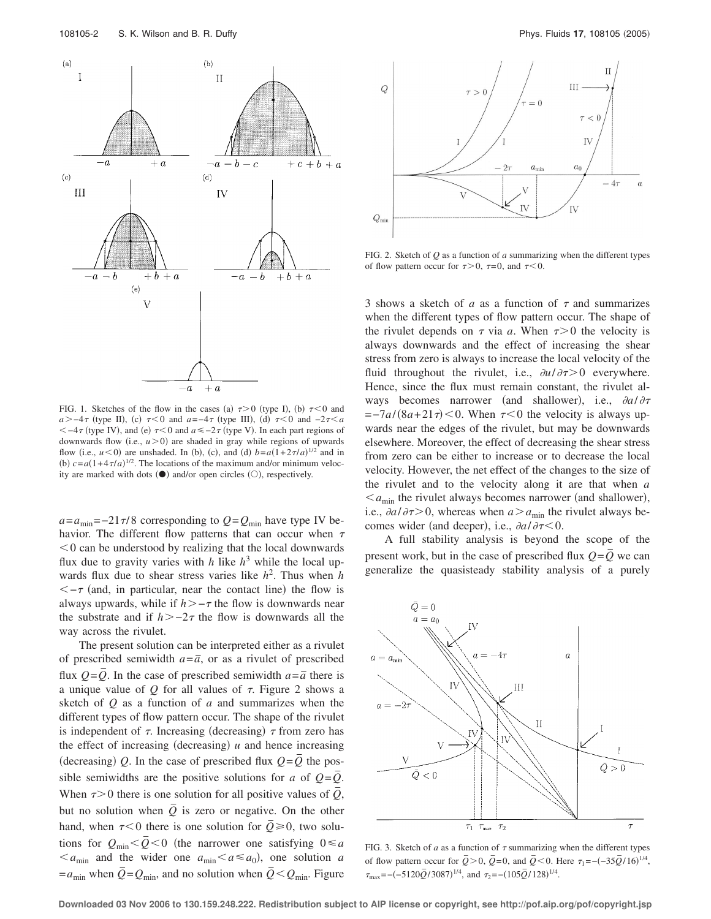FIG. 1. Sketches of the flow in the cases (a) $\tau>0$ (type I), (b) $\tau<0$ and $a>-4\tau$ (type II), (c) $\tau<0$ and $a=-4\tau$ (type III), (d) $\tau<0$ and $-2\tau<a<-4\tau$ (type IV), and (e) $\tau<0$ and $a\leq-2\tau$ (type V). In each part regions of downwards flow (i.e., $u>0$) are shaded in gray while regions of upwards flow (i.e., $u<0$) are unshaded. In (b), (c), and (d) $b=a(1+2\tau/a)^{1/2}$ and in (b) $c=a(1+4\tau/a)^{1/2}$. The locations of the maximum and/or minimum velocity are marked with dots (●) and/or open circles (○), respectively.

$a=a_{\min}=-21\tau/8$ corresponding to $Q=Q_{\min}$ have type IV behavior. The different flow patterns that can occur when $\tau<0$ can be understood by realizing that the local downwards flux due to gravity varies with $h$ like $h^3$ while the local upwards flux due to shear stress varies like $h^2$. Thus when $h<-\tau$ (and, in particular, near the contact line) the flow is always upwards, while if $h>-\tau$ the flow is downwards near the substrate and if $h>-2\tau$ the flow is downwards all the way across the rivulet.

The present solution can be interpreted either as a rivulet of prescribed semiwidth $a=\bar{a}$, or as a rivulet of prescribed flux $Q=\bar{Q}$. In the case of prescribed semiwidth $a=\bar{a}$ there is a unique value of $Q$ for all values of $\tau$. Figure 2 shows a sketch of $Q$ as a function of $a$ and summarizes when the different types of flow pattern occur. The shape of the rivulet is independent of $\tau$. Increasing (decreasing) $\tau$ from zero has the effect of increasing (decreasing) $u$ and hence increasing (decreasing) $Q$. In the case of prescribed flux $Q=\bar{Q}$ the possible semiwidths are the positive solutions for $a$ of $Q=\bar{Q}$. When $\tau>0$ there is one solution for all positive values of $\bar{Q}$, but no solution when $\bar{Q}$ is zero or negative. On the other hand, when $\tau<0$ there is one solution for $\bar{Q}\geq0$, two solutions for $Q_{\min}<\bar{Q}<0$ (the narrower one satisfying $0\leq a<a_{\min}$ and the wider one $a_{\min}<a\leq a_0$), one solution $a=a_{\min}$ when $\bar{Q}=Q_{\min}$, and no solution when $\bar{Q}<Q_{\min}$. Figure 3 shows a sketch of $a$ as a function of $\tau$ and summarizes when the different types of flow pattern occur. The shape of the rivulet depends on $\tau$ via $a$. When $\tau>0$ the velocity is always downwards and the effect of increasing the shear stress from zero is always to increase the local velocity of the fluid throughout the rivulet, i.e., $\partial u/\partial\tau>0$ everywhere. Hence, since the flux must remain constant, the rivulet always becomes narrower (and shallower), i.e., $\partial a/\partial\tau=-7a/(8a+21\tau)<0$. When $\tau<0$ the velocity is always upwards near the edges of the rivulet, but may be downwards elsewhere. Moreover, the effect of decreasing the shear stress from zero can be either to increase or to decrease the local velocity. However, the net effect of the changes to the size of the rivulet and to the velocity along it are that when $a<a_{\min}$ the rivulet always becomes narrower (and shallower), i.e., $\partial a/\partial\tau>0$, whereas when $a>a_{\min}$ the rivulet always becomes wider (and deeper), i.e., $\partial a/\partial\tau<0$.

FIG. 2. Sketch of $Q$ as a function of $a$ summarizing when the different types of flow pattern occur for $\tau>0$, $\tau=0$, and $\tau<0$.

A full stability analysis is beyond the scope of the present work, but in the case of prescribed flux $Q=\bar{Q}$ we can generalize the quasisteady stability analysis of a purely

FIG. 3. Sketch of $a$ as a function of $\tau$ summarizing when the different types of flow pattern occur for $\bar{Q}>0$, $\bar{Q}=0$, and $\bar{Q}<0$. Here $\tau_1=-(-35\bar{Q}/16)^{1/4}$, $\tau_{\max}=-(-5120\bar{Q}/3087)^{1/4}$, and $\tau_2=-(105\bar{Q}/128)^{1/4}$.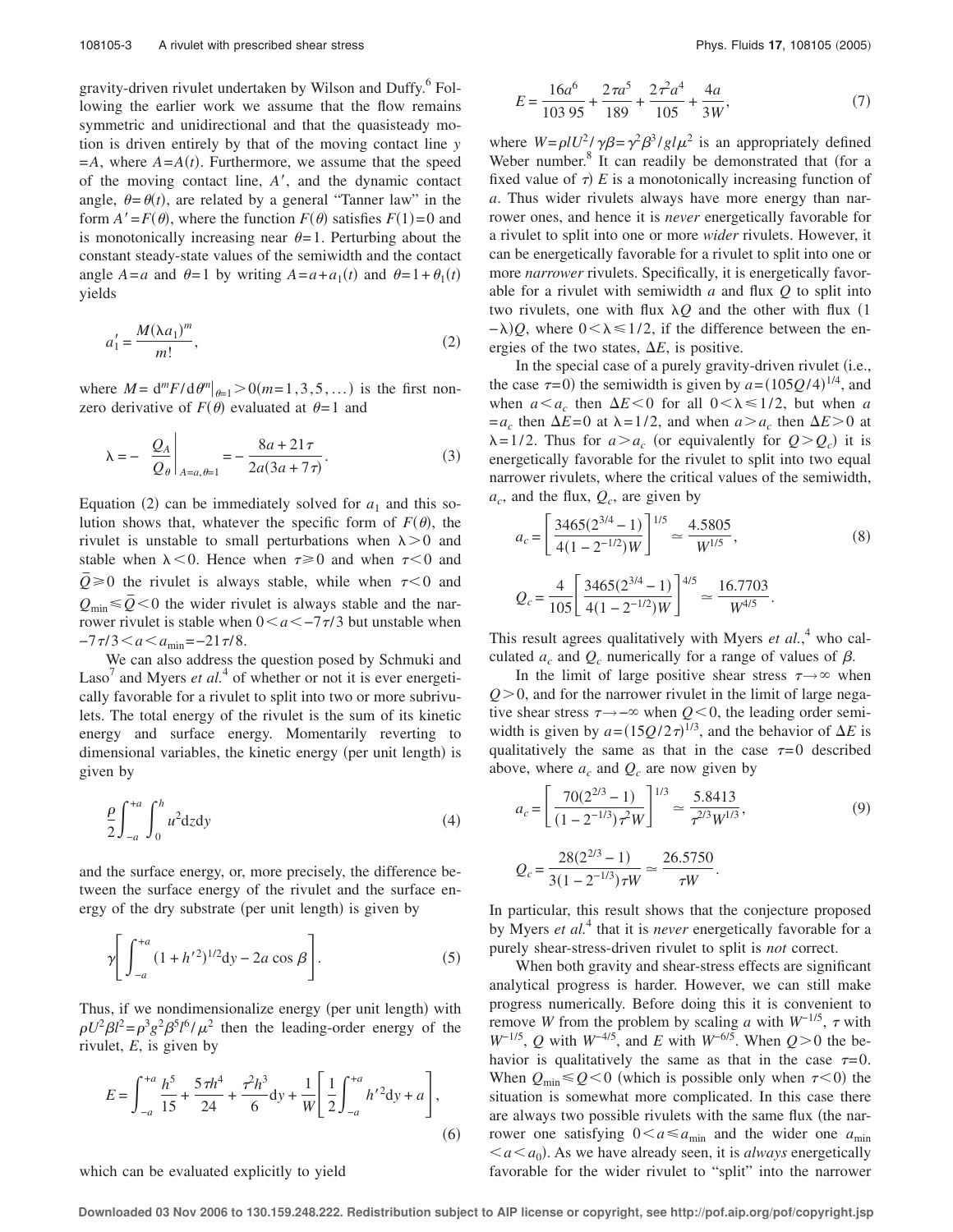gravity-driven rivulet undertaken by Wilson and Duffy.[6] Following the earlier work we assume that the flow remains symmetric and unidirectional and that the quasisteady motion is driven entirely by that of the moving contact line $y = A$, where $A = A(t)$. Furthermore, we assume that the speed of the moving contact line, $A'$, and the dynamic contact angle, $\theta = \theta(t)$, are related by a general "Tanner law" in the form $A' = F(\theta)$, where the function $F(\theta)$ satisfies $F(1) = 0$ and is monotonically increasing near $\theta = 1$. Perturbing about the constant steady-state values of the semiwidth and the contact angle $A = a$ and $\theta = 1$ by writing $A = a + a_1(t)$ and $\theta = 1 + \theta_1(t)$ yields

$$a_1' = \frac{M(\lambda a_1)^m}{m!}, \tag{2}$$

where $M = \mathrm{d}^m F/\mathrm{d}\theta^m|_{\theta=1} > 0 (m = 1, 3, 5, \dots)$ is the first nonzero derivative of $F(\theta)$ evaluated at $\theta = 1$ and

$$\lambda = -\left. \frac{Q_A}{Q_\theta} \right|_{A=a, \theta=1} = -\frac{8a + 21\tau}{2a(3a + 7\tau)}. \tag{3}$$

Equation (2) can be immediately solved for $a_1$ and this solution shows that, whatever the specific form of $F(\theta)$, the rivulet is unstable to small perturbations when $\lambda > 0$ and stable when $\lambda < 0$. Hence when $\tau \geq 0$ and when $\tau < 0$ and $\bar{Q} \geq 0$ the rivulet is always stable, while when $\tau < 0$ and $Q_{\min} \leq \bar{Q} < 0$ the wider rivulet is always stable and the narrower rivulet is stable when $0 < a < -7\tau/3$ but unstable when $-7\tau/3 < a < a_{\min} = -21\tau/8$.

We can also address the question posed by Schmuki and Laso[7] and Myers *et al.*[4] of whether or not it is ever energetically favorable for a rivulet to split into two or more subrivulets. The total energy of the rivulet is the sum of its kinetic energy and surface energy. Momentarily reverting to dimensional variables, the kinetic energy (per unit length) is given by

$$\frac{\rho}{2} \int_{-a}^{+a} \int_0^h u^2 \mathrm{d}z \mathrm{d}y \tag{4}$$

and the surface energy, or, more precisely, the difference between the surface energy of the rivulet and the surface energy of the dry substrate (per unit length) is given by

$$\gamma \left[ \int_{-a}^{+a} (1 + h'^2)^{1/2} \mathrm{d}y - 2a \cos \beta \right]. \tag{5}$$

Thus, if we nondimensionalize energy (per unit length) with $\rho U^2 \beta l^2 = \rho^3 g^2 \beta^5 l^6/\mu^2$ then the leading-order energy of the rivulet, $E$, is given by

$$E = \int_{-a}^{+a} \frac{h^5}{15} + \frac{5\tau h^4}{24} + \frac{\tau^2 h^3}{6} \mathrm{d}y + \frac{1}{W} \left[ \frac{1}{2} \int_{-a}^{+a} h'^2 \mathrm{d}y + a \right], \tag{6}$$

which can be evaluated explicitly to yield

$$E = \frac{16a^6}{10395} + \frac{2\tau a^5}{189} + \frac{2\tau^2 a^4}{105} + \frac{4a}{3W}, \tag{7}$$

where $W = \rho l U^2/\gamma\beta = \gamma^2 \beta^3/gl\mu^2$ is an appropriately defined Weber number.[8] It can readily be demonstrated that (for a fixed value of $\tau$) $E$ is a monotonically increasing function of $a$. Thus wider rivulets always have more energy than narrower ones, and hence it is *never* energetically favorable for a rivulet to split into one or more *wider* rivulets. However, it can be energetically favorable for a rivulet to split into one or more *narrower* rivulets. Specifically, it is energetically favorable for a rivulet with semiwidth $a$ and flux $Q$ to split into two rivulets, one with flux $\lambda Q$ and the other with flux $(1 - \lambda)Q$, where $0 < \lambda \leq 1/2$, if the difference between the energies of the two states, $\Delta E$, is positive.

In the special case of a purely gravity-driven rivulet (i.e., the case $\tau = 0$) the semiwidth is given by $a = (105Q/4)^{1/4}$, and when $a < a_c$ then $\Delta E < 0$ for all $0 < \lambda \leq 1/2$, but when $a = a_c$ then $\Delta E = 0$ at $\lambda = 1/2$, and when $a > a_c$ then $\Delta E > 0$ at $\lambda = 1/2$. Thus for $a > a_c$ (or equivalently for $Q > Q_c$) it is energetically favorable for the rivulet to split into two equal narrower rivulets, where the critical values of the semiwidth, $a_c$, and the flux, $Q_c$, are given by

$$a_c = \left[ \frac{3465(2^{3/4} - 1)}{4(1 - 2^{-1/2})W} \right]^{1/5} \simeq \frac{4.5805}{W^{1/5}}, \tag{8}$$

$$Q_c = \frac{4}{105} \left[ \frac{3465(2^{3/4} - 1)}{4(1 - 2^{-1/2})W} \right]^{4/5} \simeq \frac{16.7703}{W^{4/5}}.$$

This result agrees qualitatively with Myers *et al.*,[4] who calculated $a_c$ and $Q_c$ numerically for a range of values of $\beta$.

In the limit of large positive shear stress $\tau \to \infty$ when $Q > 0$, and for the narrower rivulet in the limit of large negative shear stress $\tau \to -\infty$ when $Q < 0$, the leading order semiwidth is given by $a = (15Q/2\tau)^{1/3}$, and the behavior of $\Delta E$ is qualitatively the same as that in the case $\tau = 0$ described above, where $a_c$ and $Q_c$ are now given by

$$a_c = \left[ \frac{70(2^{2/3} - 1)}{(1 - 2^{-1/3})\tau^2 W} \right]^{1/3} \simeq \frac{5.8413}{\tau^{2/3} W^{1/3}}, \tag{9}$$

$$Q_c = \frac{28(2^{2/3} - 1)}{3(1 - 2^{-1/3})\tau W} \simeq \frac{26.5750}{\tau W}.$$

In particular, this result shows that the conjecture proposed by Myers *et al.*[4] that it is *never* energetically favorable for a purely shear-stress-driven rivulet to split is *not* correct.

When both gravity and shear-stress effects are significant analytical progress is harder. However, we can still make progress numerically. Before doing this it is convenient to remove $W$ from the problem by scaling $a$ with $W^{-1/5}$, $\tau$ with $W^{-1/5}$, $Q$ with $W^{-4/5}$, and $E$ with $W^{-6/5}$. When $Q > 0$ the behavior is qualitatively the same as that in the case $\tau = 0$. When $Q_{\min} \leq Q < 0$ (which is possible only when $\tau < 0$) the situation is somewhat more complicated. In this case there are always two possible rivulets with the same flux (the narrower one satisfying $0 < a \leq a_{\min}$ and the wider one $a_{\min} < a < a_0$). As we have already seen, it is *always* energetically favorable for the wider rivulet to "split" into the narrower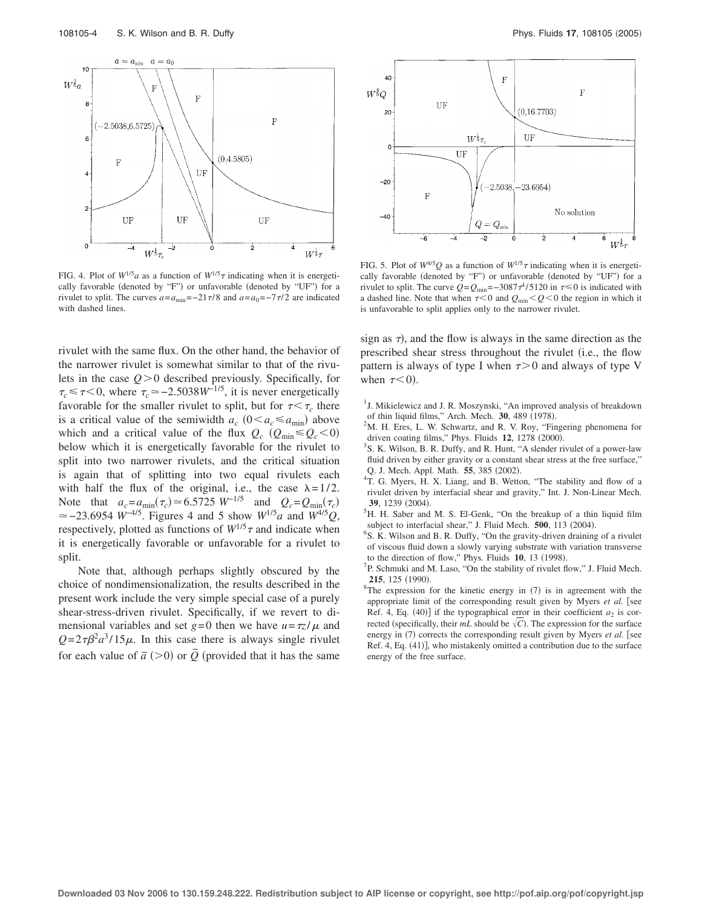$a = a_{\min}$ $a = a_0$

$W^{\frac{1}{5}}a$

10

8

6

4

2

0

F

F

F

$(-2.5038, 6.5725)$

$(0, 4.5805)$

F

UF

UF

UF

UF

$-4$

$W^{\frac{1}{5}}\tau_c$

$-2$

0

2

4

6

$W^{\frac{1}{5}}\tau$

FIG. 4. Plot of $W^{1/5}a$ as a function of $W^{1/5}\tau$ indicating when it is energetically favorable (denoted by "F") or unfavorable (denoted by "UF") for a rivulet to split. The curves $a = a_{\min} = -21\tau/8$ and $a = a_0 = -7\tau/2$ are indicated with dashed lines.

$W^{\frac{4}{5}}Q$

40

20

0

$-20$

$-40$

F

F

UF

$(0, 16.7703)$

UF

$W^{\frac{1}{5}}\tau_c$

UF

$(-2.5038, -23.6954)$

F

No solution

$Q = Q_{\min}$

$-6$

$-4$

$-2$

0

2

4

6

8

$W^{\frac{1}{5}}\tau$

FIG. 5. Plot of $W^{4/5}Q$ as a function of $W^{1/5}\tau$ indicating when it is energetically favorable (denoted by "F") or unfavorable (denoted by "UF") for a rivulet to split. The curve $Q = Q_{\min} = -3087\tau^4/5120$ in $\tau \leq 0$ is indicated with a dashed line. Note that when $\tau < 0$ and $Q_{\min} < Q < 0$ the region in which it is unfavorable to split applies only to the narrower rivulet.

rivulet with the same flux. On the other hand, the behavior of the narrower rivulet is somewhat similar to that of the rivulets in the case $Q > 0$ described previously. Specifically, for $\tau_c \leq \tau < 0$, where $\tau_c \simeq -2.5038W^{-1/5}$, it is never energetically favorable for the smaller rivulet to split, but for $\tau < \tau_c$ there is a critical value of the semiwidth $a_c$ $(0 < a_c \leq a_{\min})$ above which and a critical value of the flux $Q_c$ $(Q_{\min} \leq Q_c < 0)$ below which it is energetically favorable for the rivulet to split into two narrower rivulets, and the critical situation is again that of splitting into two equal rivulets each with half the flux of the original, i.e., the case $\lambda = 1/2$. Note that $a_c = a_{\min}(\tau_c) \simeq 6.5725\ W^{-1/5}$ and $Q_c = Q_{\min}(\tau_c) \simeq -23.6954\ W^{-4/5}$. Figures 4 and 5 show $W^{1/5}a$ and $W^{4/5}Q$, respectively, plotted as functions of $W^{1/5}\tau$ and indicate when it is energetically favorable or unfavorable for a rivulet to split.

Note that, although perhaps slightly obscured by the choice of nondimensionalization, the results described in the present work include the very simple special case of a purely shear-stress-driven rivulet. Specifically, if we revert to dimensional variables and set $g = 0$ then we have $u = \tau z/\mu$ and $Q = 2\tau\beta^2 a^3/15\mu$. In this case there is always single rivulet for each value of $\bar{a}$ $(>0)$ or $\bar{Q}$ (provided that it has the same sign as $\tau$), and the flow is always in the same direction as the prescribed shear stress throughout the rivulet (i.e., the flow pattern is always of type I when $\tau > 0$ and always of type V when $\tau < 0$).

[1] J. Mikielewicz and J. R. Moszynski, "An improved analysis of breakdown of thin liquid films," Arch. Mech. **30**, 489 (1978).
[2] M. H. Eres, L. W. Schwartz, and R. V. Roy, "Fingering phenomena for driven coating films," Phys. Fluids **12**, 1278 (2000).
[3] S. K. Wilson, B. R. Duffy, and R. Hunt, "A slender rivulet of a power-law fluid driven by either gravity or a constant shear stress at the free surface," Q. J. Mech. Appl. Math. **55**, 385 (2002).
[4] T. G. Myers, H. X. Liang, and B. Wetton, "The stability and flow of a rivulet driven by interfacial shear and gravity," Int. J. Non-Linear Mech. **39**, 1239 (2004).
[5] H. H. Saber and M. S. El-Genk, "On the breakup of a thin liquid film subject to interfacial shear," J. Fluid Mech. **500**, 113 (2004).
[6] S. K. Wilson and B. R. Duffy, "On the gravity-driven draining of a rivulet of viscous fluid down a slowly varying substrate with variation transverse to the direction of flow," Phys. Fluids **10**, 13 (1998).
[7] P. Schmuki and M. Laso, "On the stability of rivulet flow," J. Fluid Mech. **215**, 125 (1990).
[8] The expression for the kinetic energy in (7) is in agreement with the appropriate limit of the corresponding result given by Myers *et al.* [see Ref. 4, Eq. (40)] if the typographical error in their coefficient $a_2$ is corrected (specifically, their $mL$ should be $\sqrt{C}$). The expression for the surface energy in (7) corrects the corresponding result given by Myers *et al.* [see Ref. 4, Eq. (41)], who mistakenly omitted a contribution due to the surface energy of the free surface.